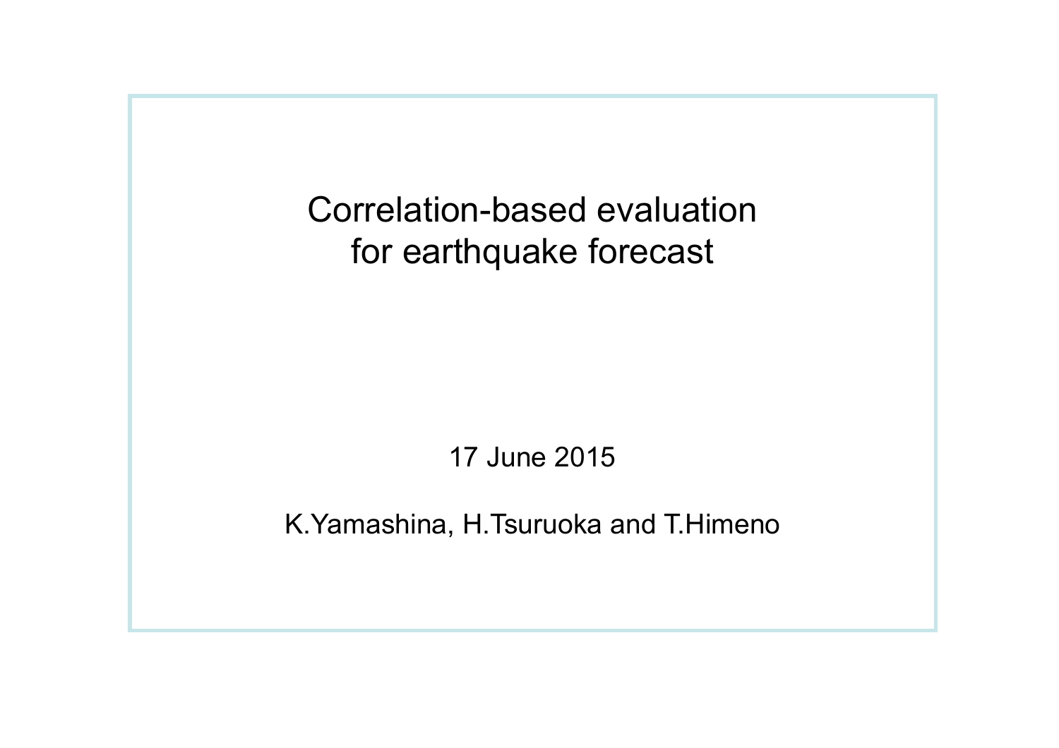# Correlation-based evaluation for earthquake forecast

17 June 2015

K.Yamashina, H.Tsuruoka and T.Himeno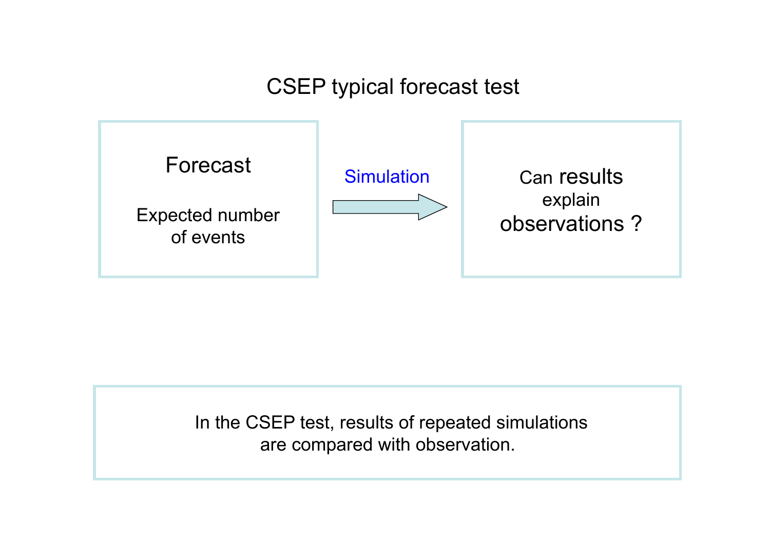# CSEP typical forecast test

**Forecast**

Expected number of events

Simulation →

Can **results** explain **observations ?**

In the CSEP test, results of repeated simulations are compared with observation.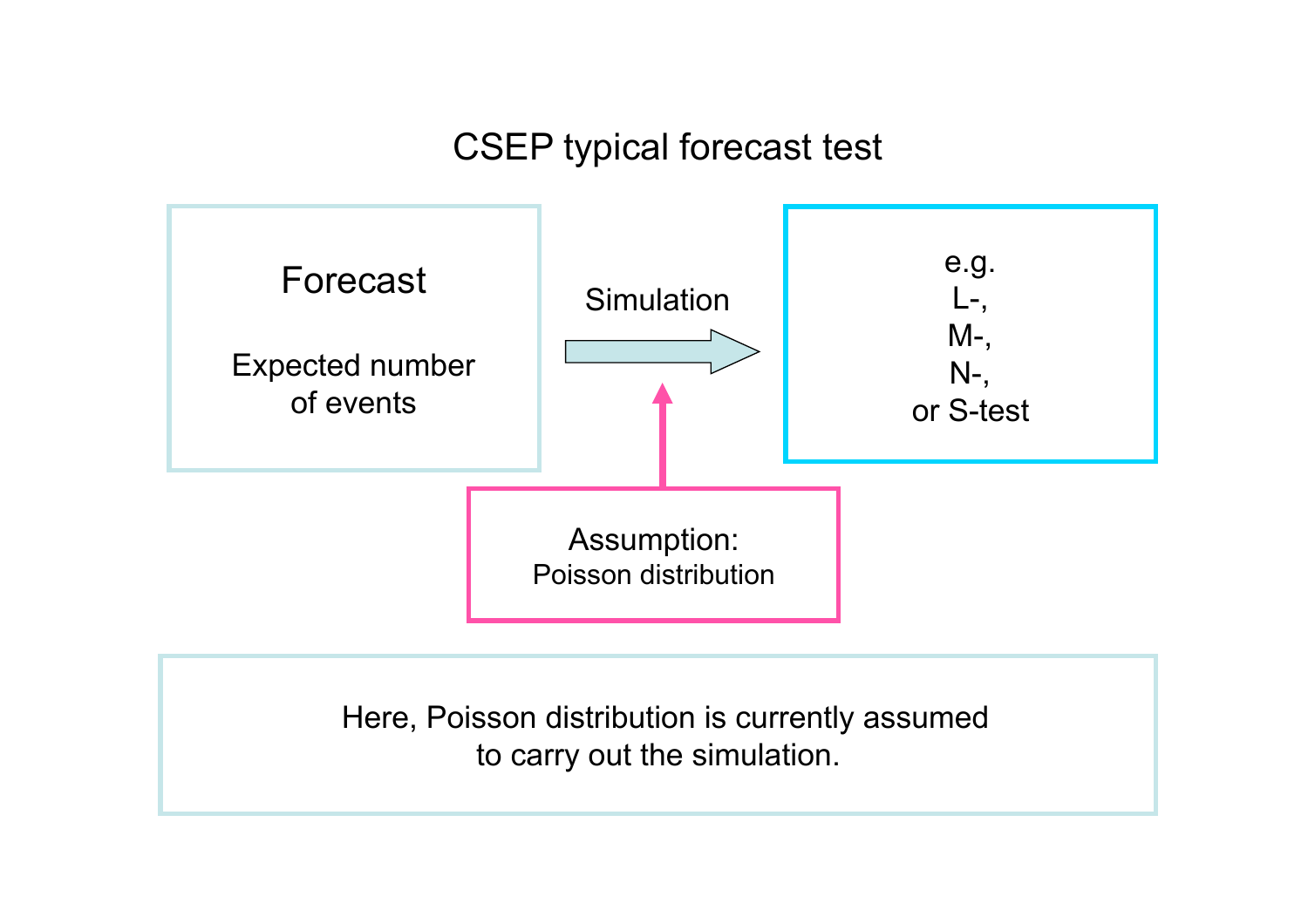# CSEP typical forecast test

**Forecast**

Expected number of events

Simulation →

e.g.
L-,
M-,
N-,
or S-test

Assumption:
Poisson distribution

Here, Poisson distribution is currently assumed to carry out the simulation.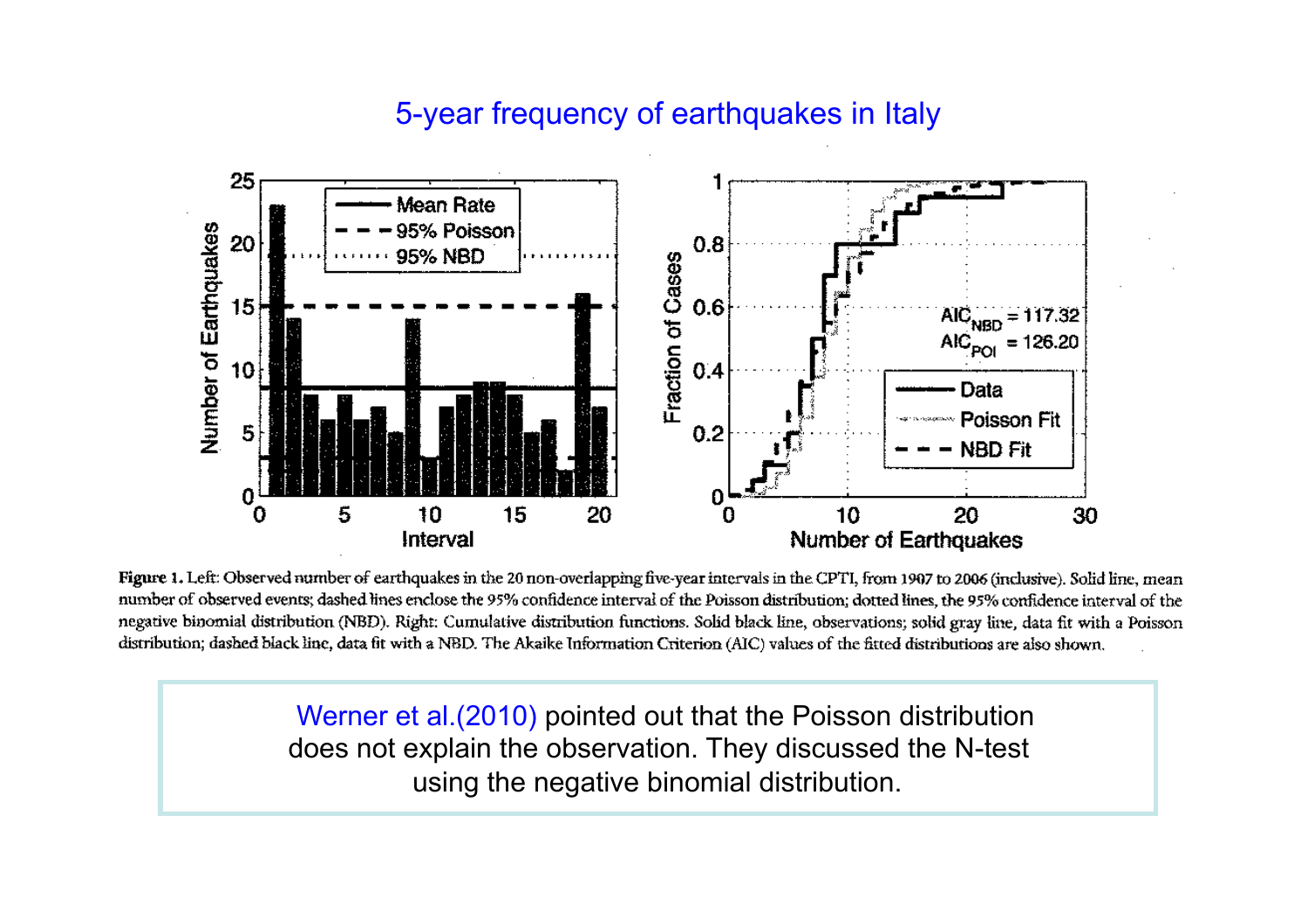# 5-year frequency of earthquakes in Italy

**Figure 1.** Left: Observed number of earthquakes in the 20 non-overlapping five-year intervals in the CPTI, from 1907 to 2006 (inclusive). Solid line, mean number of observed events; dashed lines enclose the 95% confidence interval of the Poisson distribution; dotted lines, the 95% confidence interval of the negative binomial distribution (NBD). Right: Cumulative distribution functions. Solid black line, observations; solid gray line, data fit with a Poisson distribution; dashed black line, data fit with a NBD. The Akaike Information Criterion (AIC) values of the fitted distributions are also shown.

Werner et al.(2010) pointed out that the Poisson distribution does not explain the observation. They discussed the N-test using the negative binomial distribution.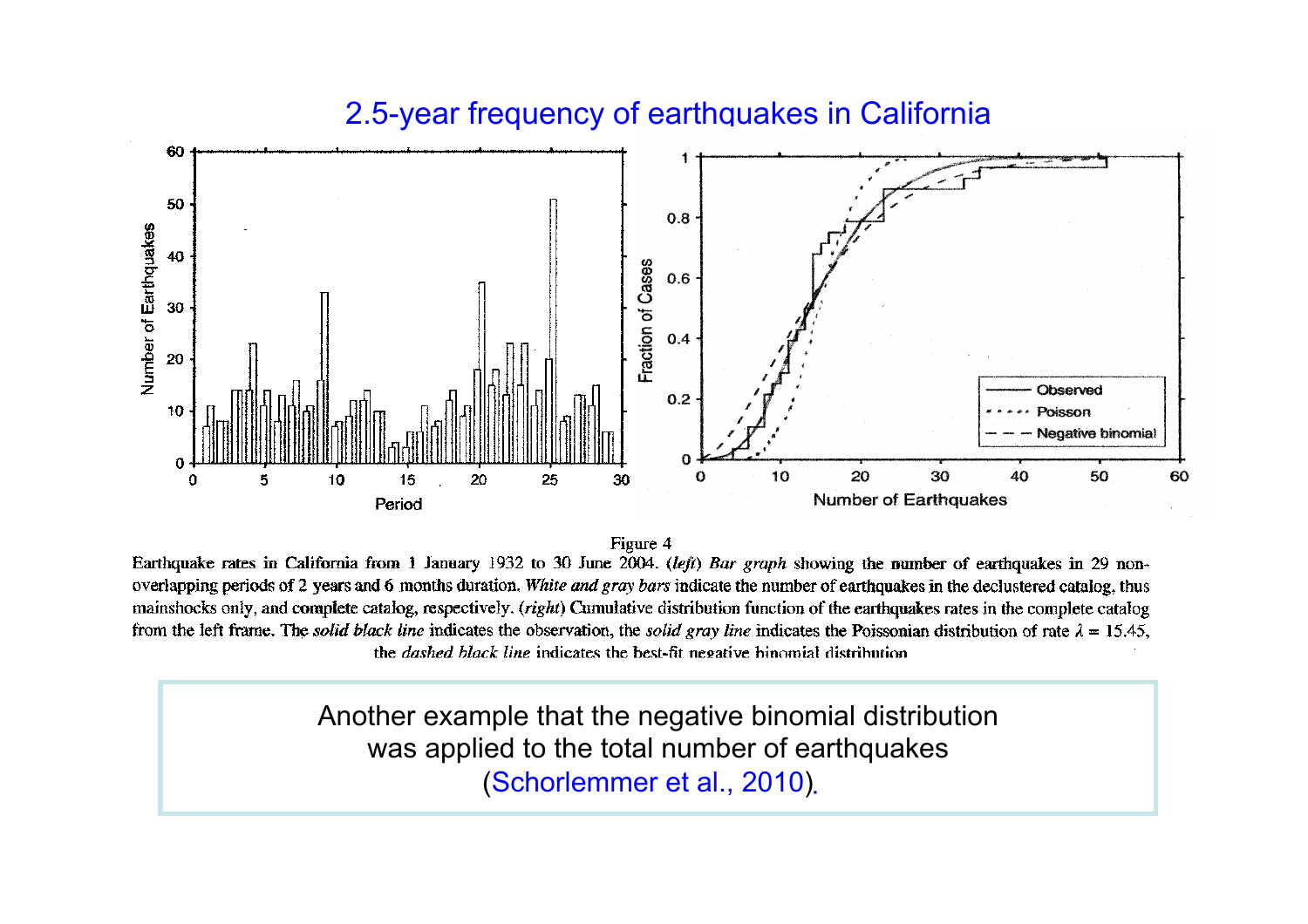# 2.5-year frequency of earthquakes in California

Figure 4

Earthquake rates in California from 1 January 1932 to 30 June 2004. (*left*) *Bar graph* showing the number of earthquakes in 29 non-overlapping periods of 2 years and 6 months duration. *White and gray bars* indicate the number of earthquakes in the declustered catalog, thus mainshocks only, and complete catalog, respectively. (*right*) Cumulative distribution function of the earthquakes rates in the complete catalog from the left frame. The *solid black line* indicates the observation, the *solid gray line* indicates the Poissonian distribution of rate $\lambda = 15.45$, the *dashed black line* indicates the best-fit negative binomial distribution

Another example that the negative binomial distribution was applied to the total number of earthquakes (Schorlemmer et al., 2010).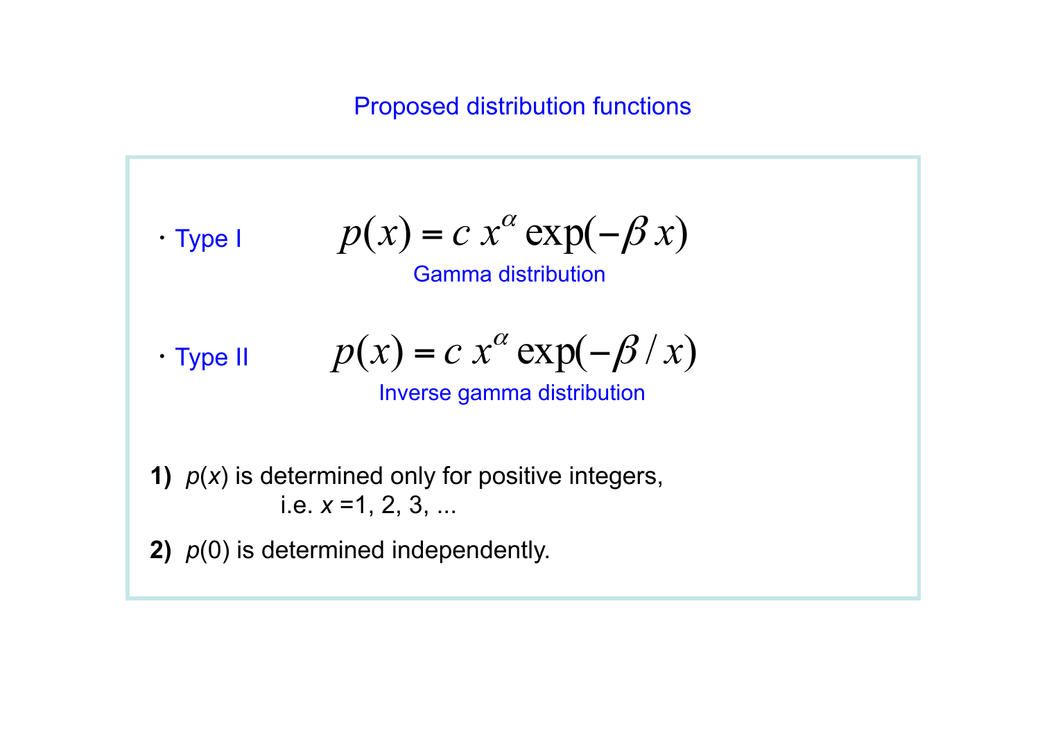## Proposed distribution functions

- **Type I**

$$p(x) = c\, x^{\alpha} \exp(-\beta\, x)$$

Gamma distribution

- **Type II**

$$p(x) = c\, x^{\alpha} \exp(-\beta / x)$$

Inverse gamma distribution

**1)** $p(x)$ is determined only for positive integers, i.e. $x = 1, 2, 3, \ldots$

**2)** $p(0)$ is determined independently.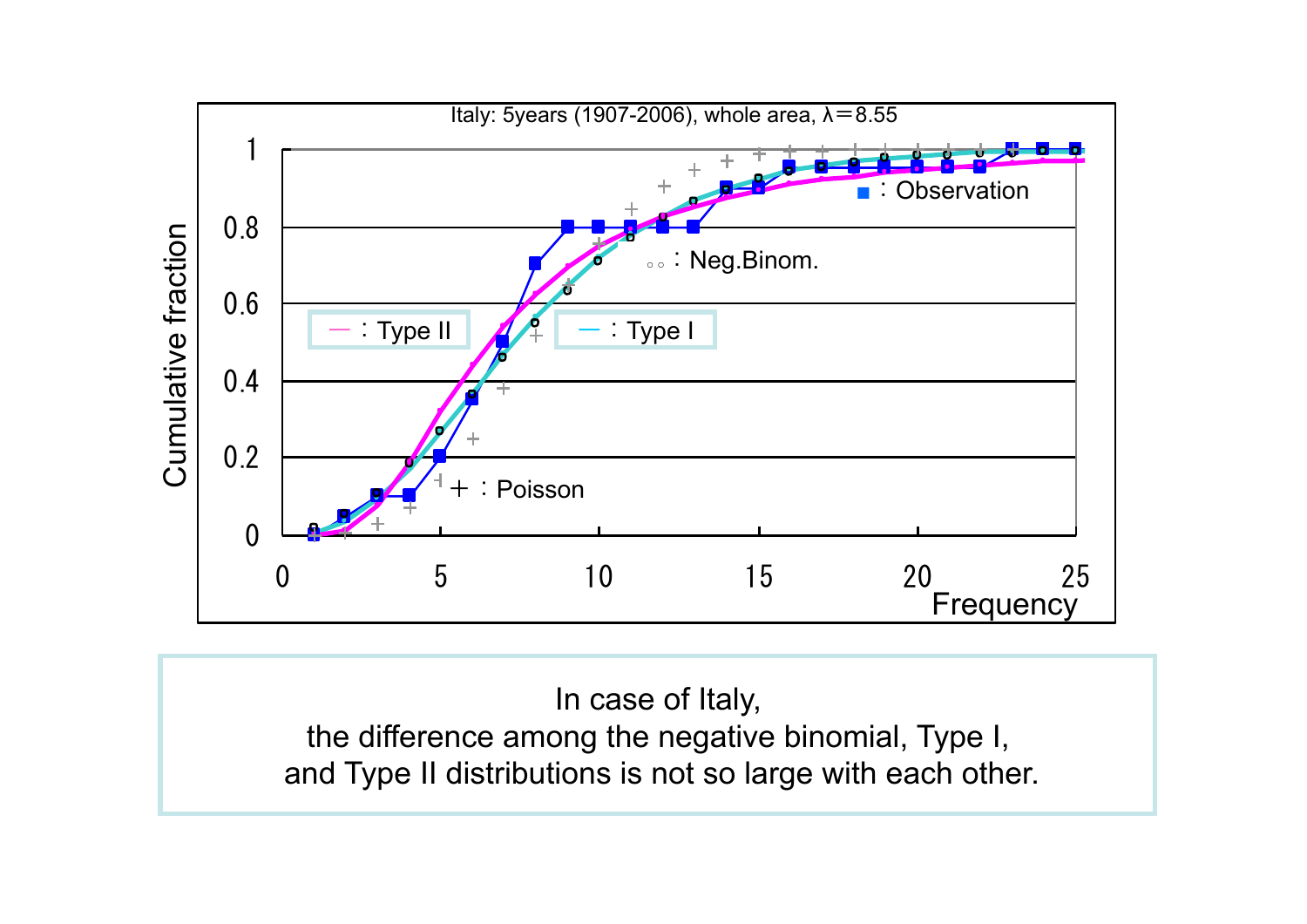Italy: 5years (1907-2006), whole area, λ＝8.55

Cumulative fraction

Frequency

■ : Observation

∘∘ : Neg.Binom.

— : Type II

— : Type I

+ : Poisson

In case of Italy,
the difference among the negative binomial, Type I,
and Type II distributions is not so large with each other.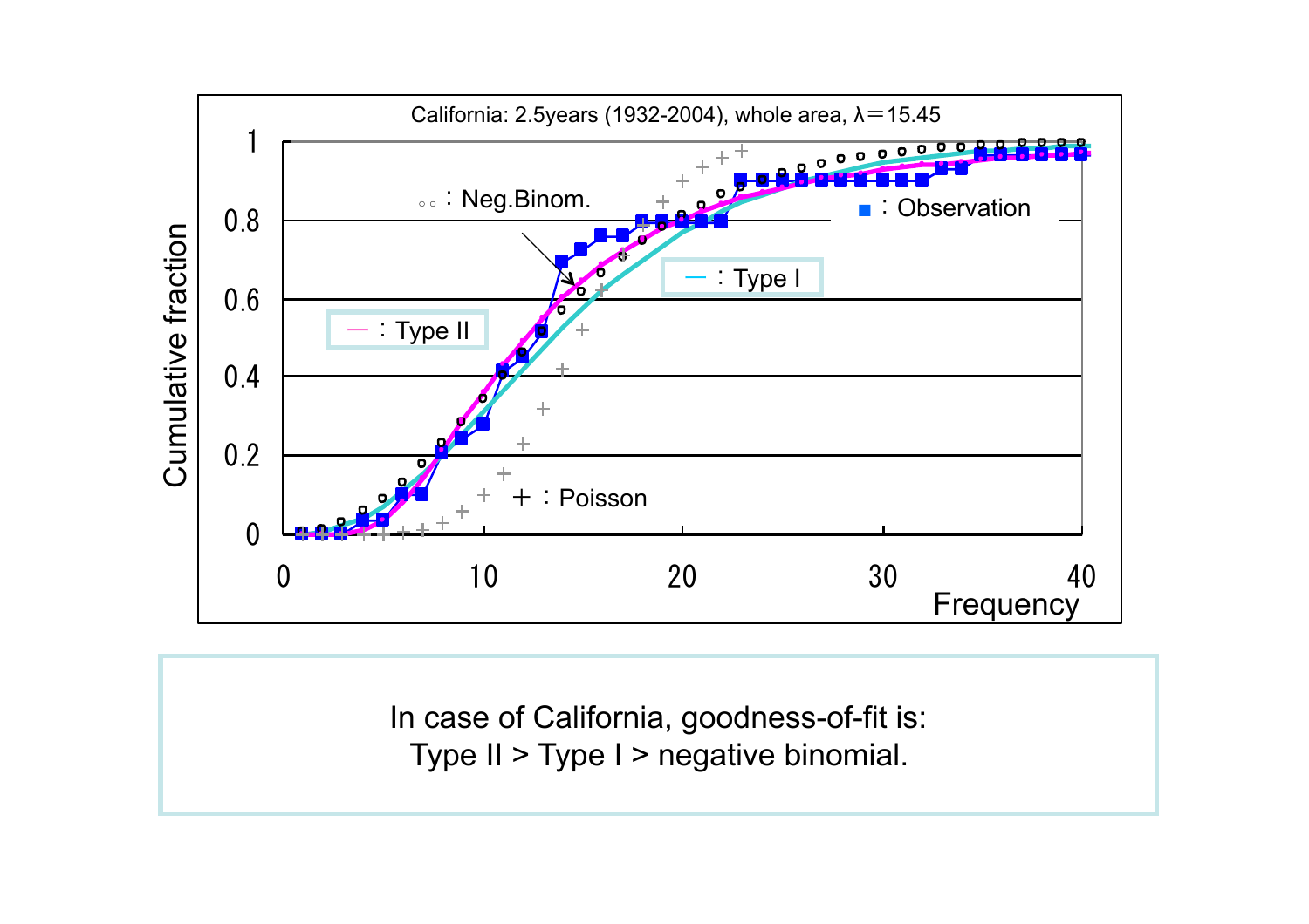California: 2.5years (1932-2004), whole area, λ＝15.45

In case of California, goodness-of-fit is:
Type II > Type I > negative binomial.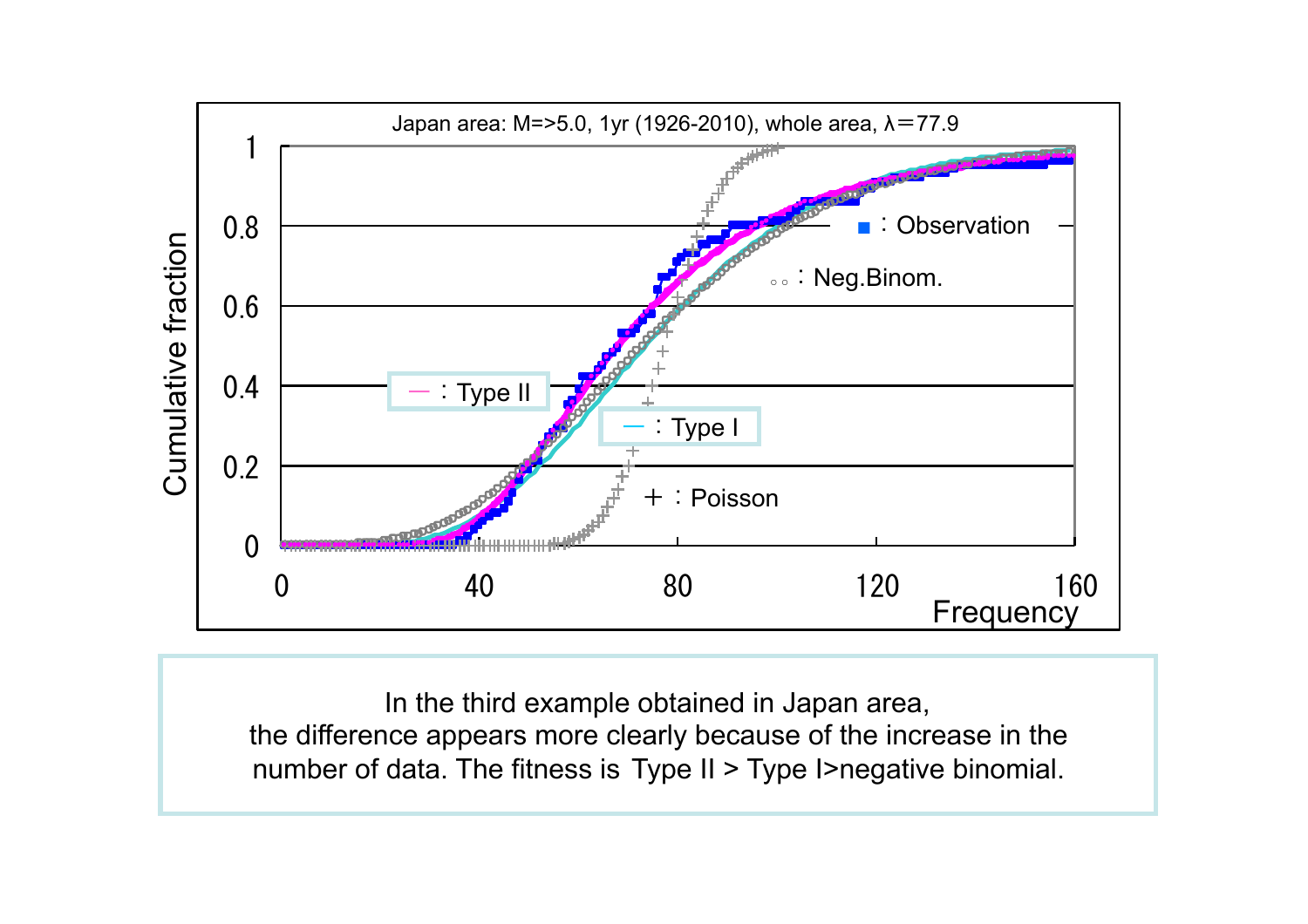Japan area: M=>5.0, 1yr (1926-2010), whole area, λ=77.9

In the third example obtained in Japan area, the difference appears more clearly because of the increase in the number of data. The fitness is Type II > Type I>negative binomial.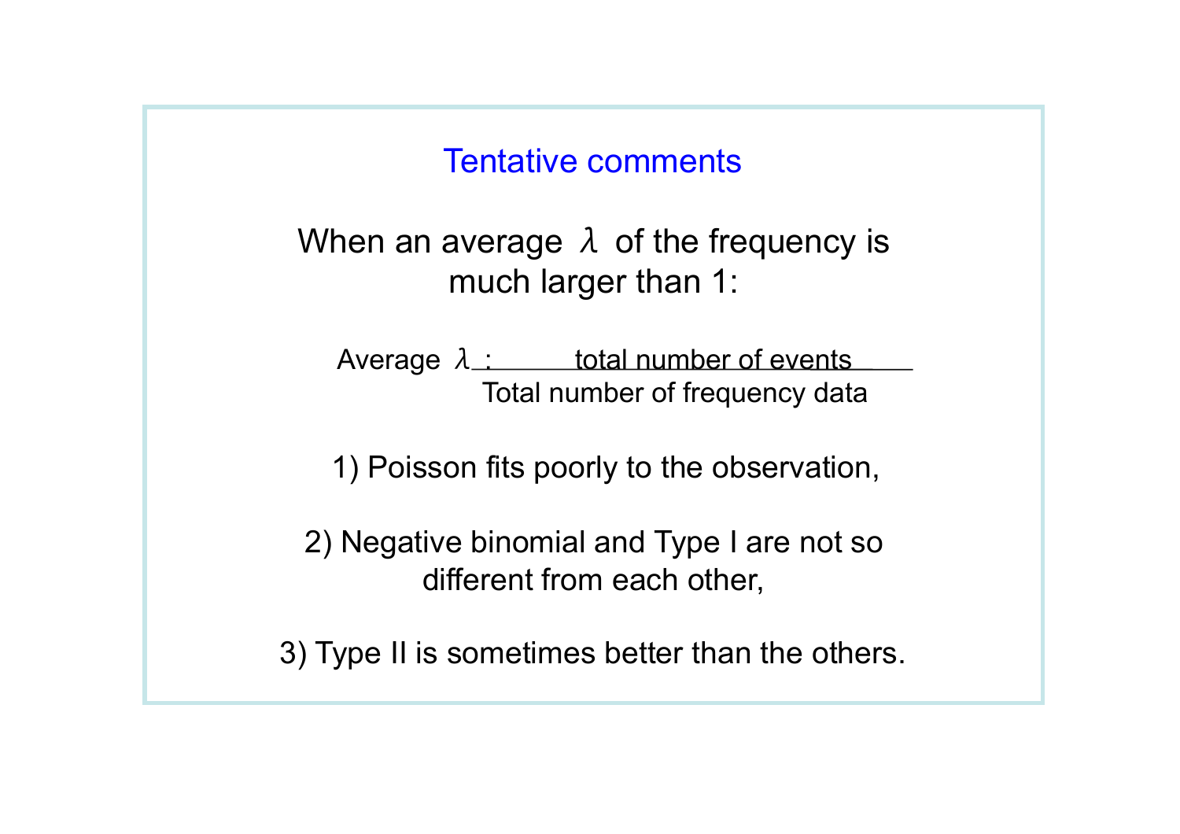## Tentative comments

When an average $\lambda$ of the frequency is much larger than 1:

$$\text{Average } \lambda : \frac{\text{total number of events}}{\text{Total number of frequency data}}$$

1) Poisson fits poorly to the observation,

2) Negative binomial and Type I are not so different from each other,

3) Type II is sometimes better than the others.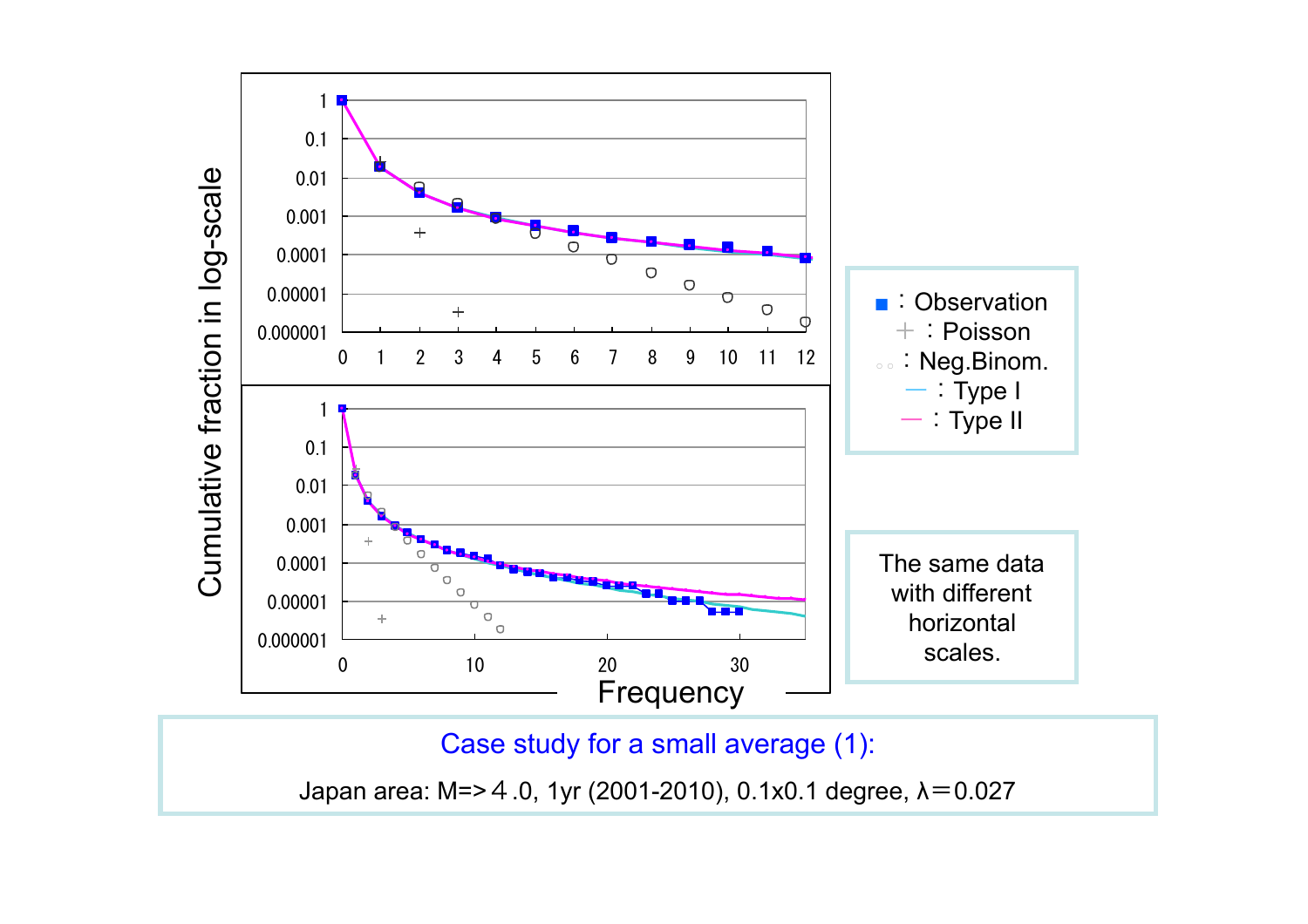Cumulative fraction in log-scale

Frequency

■ : Observation
+ : Poisson
○ : Neg.Binom.
— : Type I
— : Type II

The same data with different horizontal scales.

## Case study for a small average (1):

Japan area: M=>４.0, 1yr (2001-2010), 0.1x0.1 degree, λ＝0.027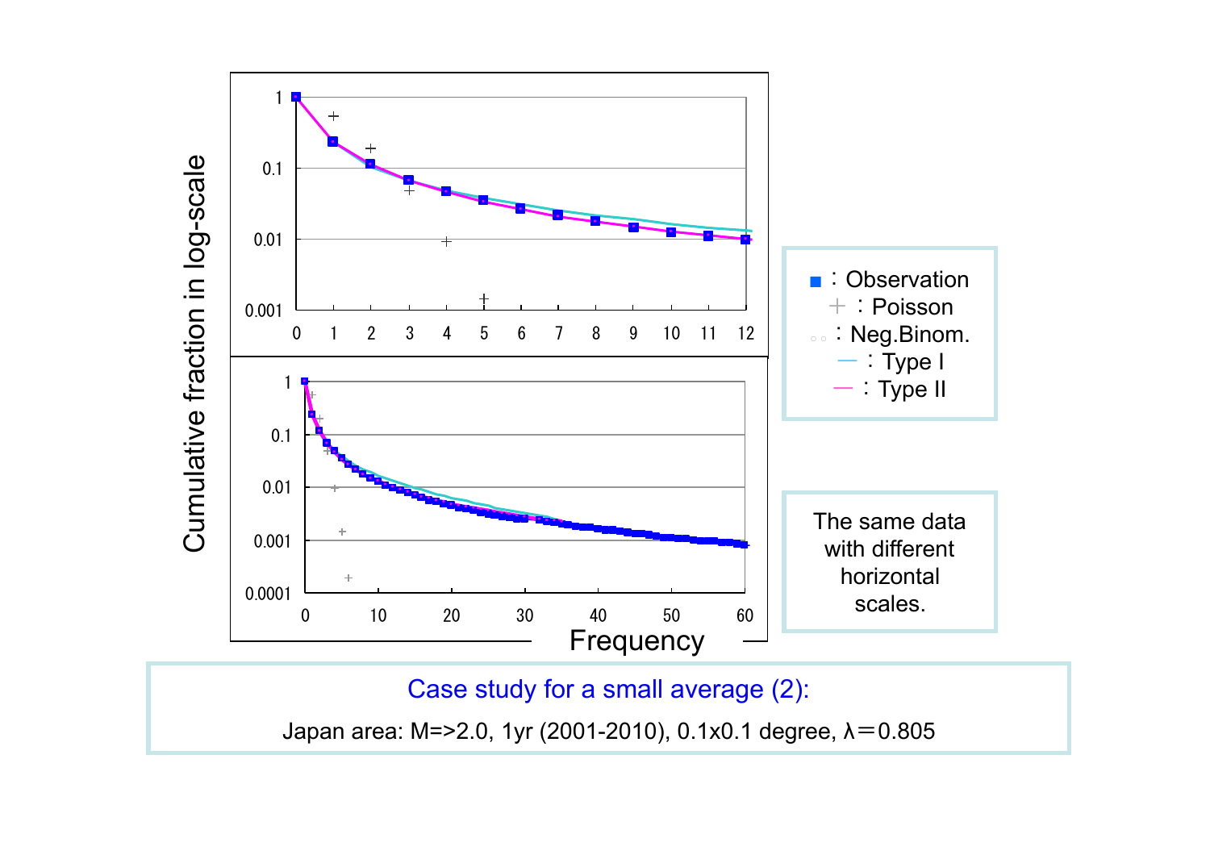Cumulative fraction in log-scale

Frequency

■ : Observation
\+ : Poisson
○○ : Neg.Binom.
— : Type I
— : Type II

The same data with different horizontal scales.

Case study for a small average (2):

Japan area: M=>2.0, 1yr (2001-2010), 0.1x0.1 degree, $\lambda$ = 0.805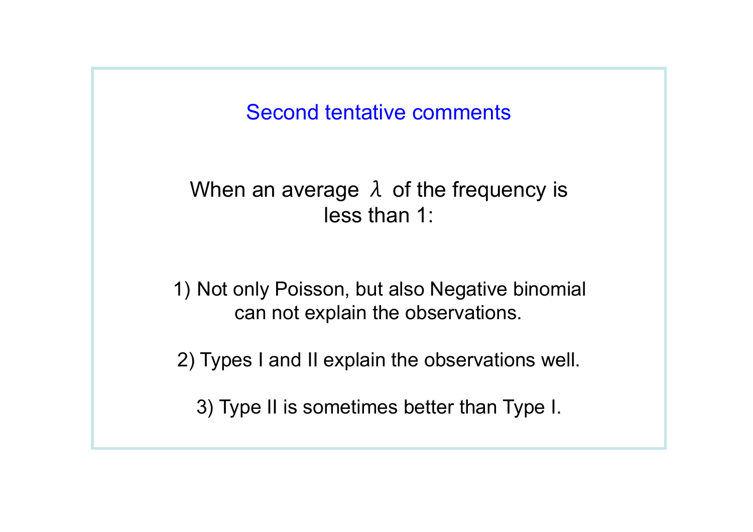## Second tentative comments

When an average $\lambda$ of the frequency is less than 1:

1) Not only Poisson, but also Negative binomial can not explain the observations.

2) Types I and II explain the observations well.

3) Type II is sometimes better than Type I.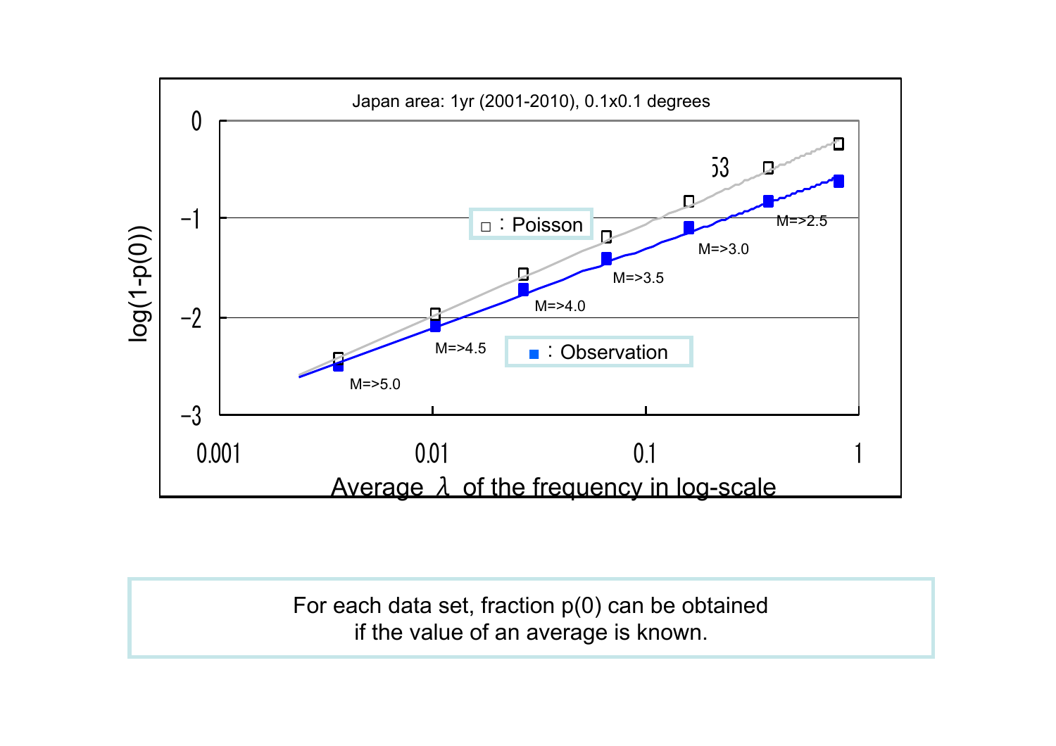Japan area: 1yr (2001-2010), 0.1x0.1 degrees

□ : Poisson

■ : Observation

M=>5.0, M=>4.5, M=>4.0, M=>3.5, M=>3.0, M=>2.5

log(1-p(0))

Average $\lambda$ of the frequency in log-scale

For each data set, fraction p(0) can be obtained
if the value of an average is known.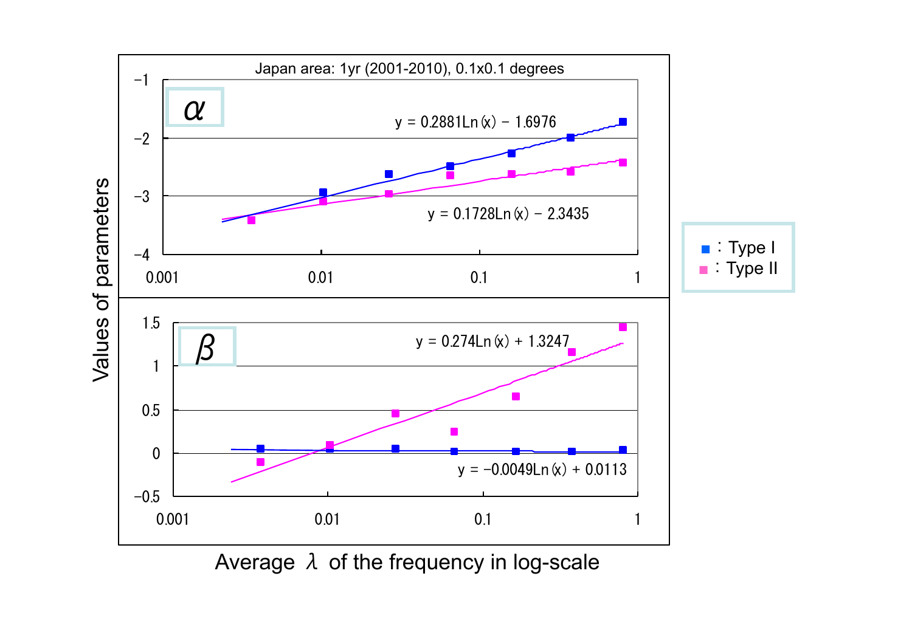Japan area: 1yr (2001-2010), 0.1x0.1 degrees

$\alpha$

y = 0.2881Ln(x) − 1.6976

y = 0.1728Ln(x) − 2.3435

$\beta$

y = 0.274Ln(x) + 1.3247

y = −0.0049Ln(x) + 0.0113

■ : Type I
■ : Type II

Values of parameters

Average $\lambda$ of the frequency in log-scale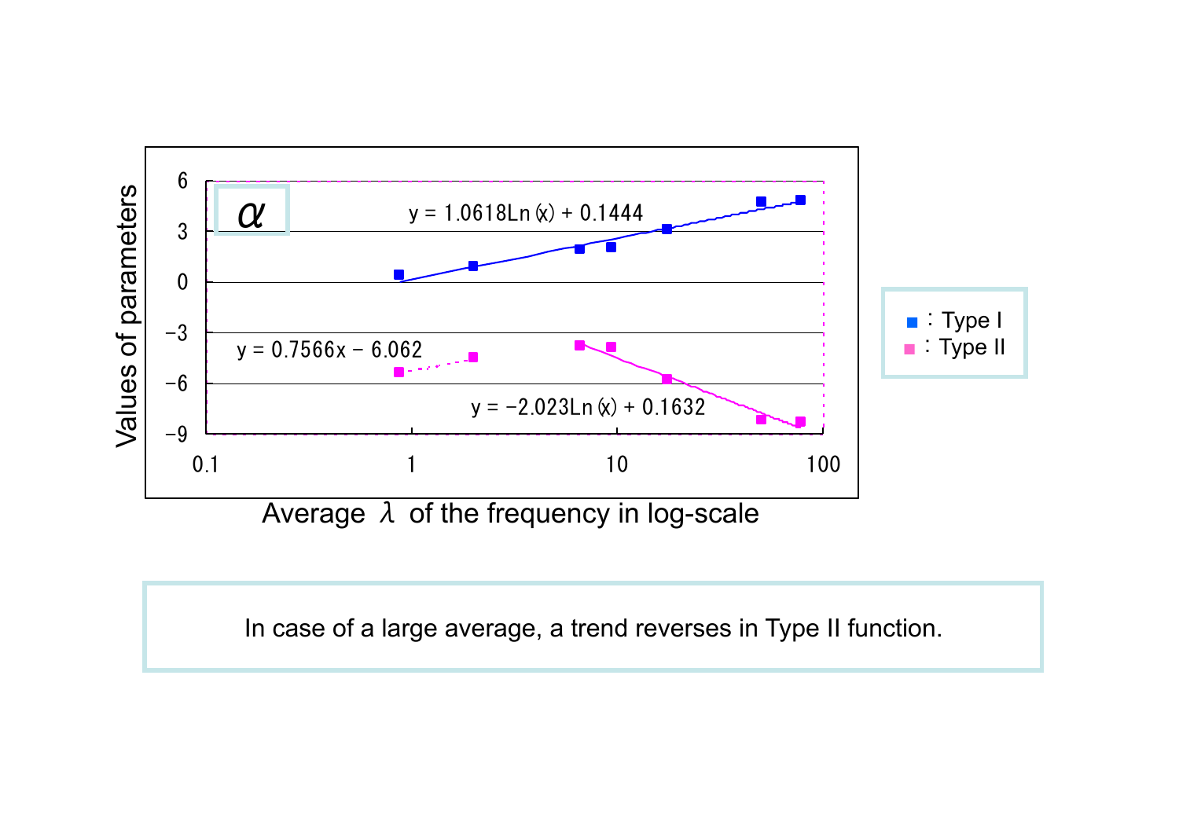$\alpha$

Values of parameters

$y = 1.0618\mathrm{Ln}(x) + 0.1444$

$y = 0.7566x - 6.062$

$y = -2.023\mathrm{Ln}(x) + 0.1632$

Average $\lambda$ of the frequency in log-scale

■ : Type I
■ : Type II

In case of a large average, a trend reverses in Type II function.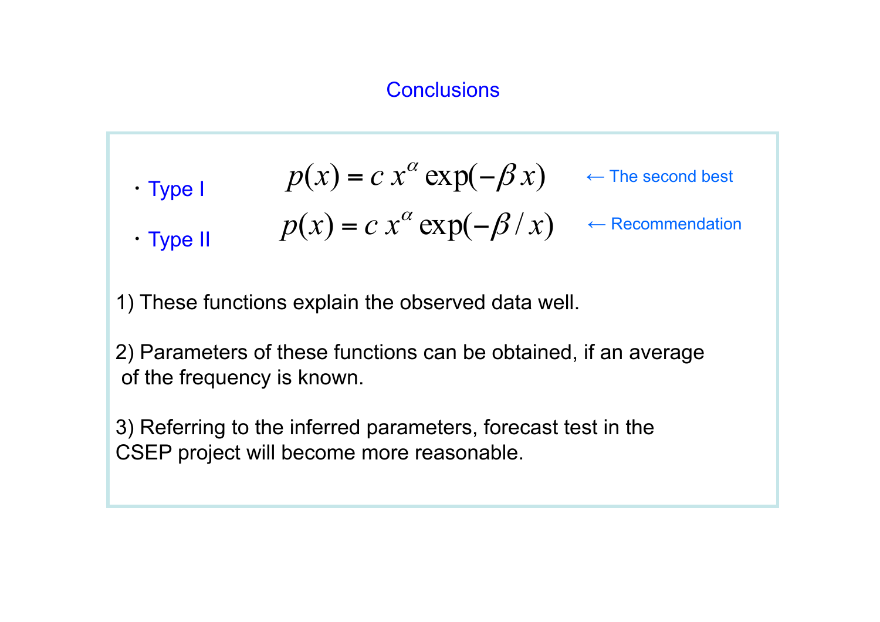# Conclusions

- Type I $$p(x) = c\, x^{\alpha} \exp(-\beta\, x)$$ ← The second best
- Type II $$p(x) = c\, x^{\alpha} \exp(-\beta / x)$$ ← Recommendation

1) These functions explain the observed data well.

2) Parameters of these functions can be obtained, if an average of the frequency is known.

3) Referring to the inferred parameters, forecast test in the CSEP project will become more reasonable.